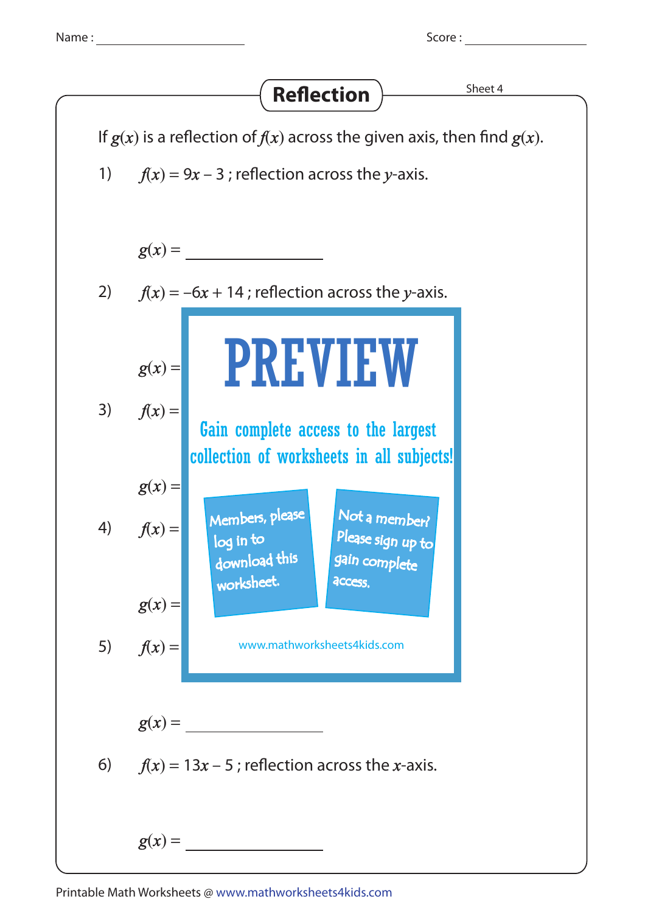Name : ____________________ Score : ____________________

# Reflection

Sheet 4

If $g(x)$ is a reflection of $f(x)$ across the given axis, then find $g(x)$.

1) $f(x) = 9x - 3$ ; reflection across the $y$-axis.

$g(x) =$ ____________________

2) $f(x) = -6x + 14$ ; reflection across the $y$-axis.

$g(x) =$

3) $f(x) =$

$g(x) =$

4) $f(x) =$

$g(x) =$

5) $f(x) =$

$g(x) =$ ____________________

PREVIEW

Gain complete access to the largest collection of worksheets in all subjects!

Members, please log in to download this worksheet.

Not a member? Please sign up to gain complete access.

www.mathworksheets4kids.com

6) $f(x) = 13x - 5$ ; reflection across the $x$-axis.

$g(x) =$ ____________________

Printable Math Worksheets @ www.mathworksheets4kids.com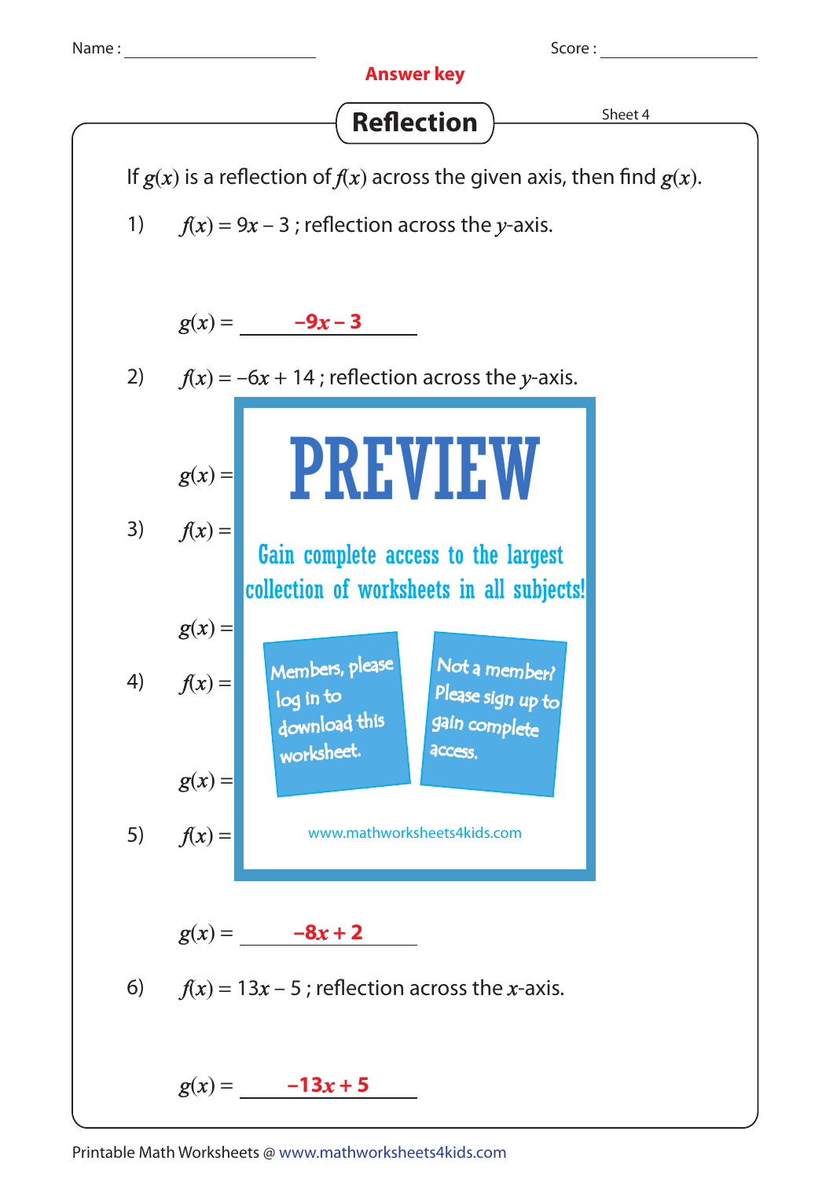Name : ____________ Score : ____________

**Answer key**

# Reflection

Sheet 4

If $g(x)$ is a reflection of $f(x)$ across the given axis, then find $g(x)$.

1) $f(x) = 9x - 3$ ; reflection across the $y$-axis.

$g(x) =$ **$-9x - 3$**

2) $f(x) = -6x + 14$ ; reflection across the $y$-axis.

$g(x) =$

3) $f(x) =$

$g(x) =$

4) $f(x) =$

$g(x) =$

5) $f(x) =$

PREVIEW

Gain complete access to the largest collection of worksheets in all subjects!

Members, please log in to download this worksheet.

Not a member? Please sign up to gain complete access.

www.mathworksheets4kids.com

$g(x) =$ **$-8x + 2$**

6) $f(x) = 13x - 5$ ; reflection across the $x$-axis.

$g(x) =$ **$-13x + 5$**

Printable Math Worksheets @ www.mathworksheets4kids.com